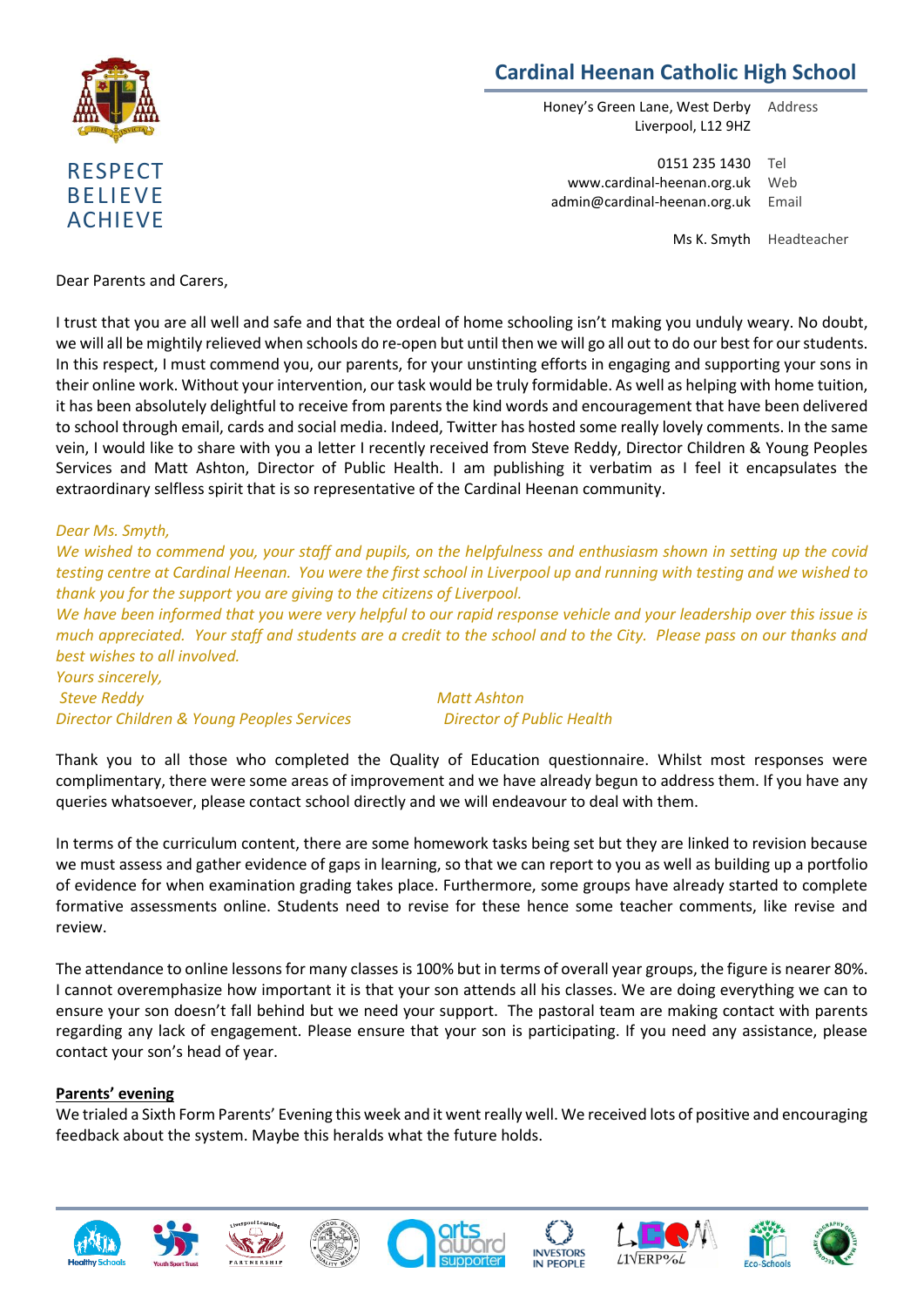RESPECT
BELIEVE
ACHIEVE

## Cardinal Heenan Catholic High School

Honey's Green Lane, West Derby
Liverpool, L12 9HZ — Address

0151 235 1430 — Tel
www.cardinal-heenan.org.uk — Web
admin@cardinal-heenan.org.uk — Email

Ms K. Smyth — Headteacher

Dear Parents and Carers,

I trust that you are all well and safe and that the ordeal of home schooling isn't making you unduly weary. No doubt, we will all be mightily relieved when schools do re-open but until then we will go all out to do our best for our students. In this respect, I must commend you, our parents, for your unstinting efforts in engaging and supporting your sons in their online work. Without your intervention, our task would be truly formidable. As well as helping with home tuition, it has been absolutely delightful to receive from parents the kind words and encouragement that have been delivered to school through email, cards and social media. Indeed, Twitter has hosted some really lovely comments. In the same vein, I would like to share with you a letter I recently received from Steve Reddy, Director Children & Young Peoples Services and Matt Ashton, Director of Public Health. I am publishing it verbatim as I feel it encapsulates the extraordinary selfless spirit that is so representative of the Cardinal Heenan community.

*Dear Ms. Smyth,*
*We wished to commend you, your staff and pupils, on the helpfulness and enthusiasm shown in setting up the covid testing centre at Cardinal Heenan. You were the first school in Liverpool up and running with testing and we wished to thank you for the support you are giving to the citizens of Liverpool.*
*We have been informed that you were very helpful to our rapid response vehicle and your leadership over this issue is much appreciated. Your staff and students are a credit to the school and to the City. Please pass on our thanks and best wishes to all involved.*
*Yours sincerely,*

*Steve Reddy*
*Director Children & Young Peoples Services*

*Matt Ashton*
*Director of Public Health*

Thank you to all those who completed the Quality of Education questionnaire. Whilst most responses were complimentary, there were some areas of improvement and we have already begun to address them. If you have any queries whatsoever, please contact school directly and we will endeavour to deal with them.

In terms of the curriculum content, there are some homework tasks being set but they are linked to revision because we must assess and gather evidence of gaps in learning, so that we can report to you as well as building up a portfolio of evidence for when examination grading takes place. Furthermore, some groups have already started to complete formative assessments online. Students need to revise for these hence some teacher comments, like revise and review.

The attendance to online lessons for many classes is 100% but in terms of overall year groups, the figure is nearer 80%. I cannot overemphasize how important it is that your son attends all his classes. We are doing everything we can to ensure your son doesn't fall behind but we need your support. The pastoral team are making contact with parents regarding any lack of engagement. Please ensure that your son is participating. If you need any assistance, please contact your son's head of year.

**Parents' evening**

We trialed a Sixth Form Parents' Evening this week and it went really well. We received lots of positive and encouraging feedback about the system. Maybe this heralds what the future holds.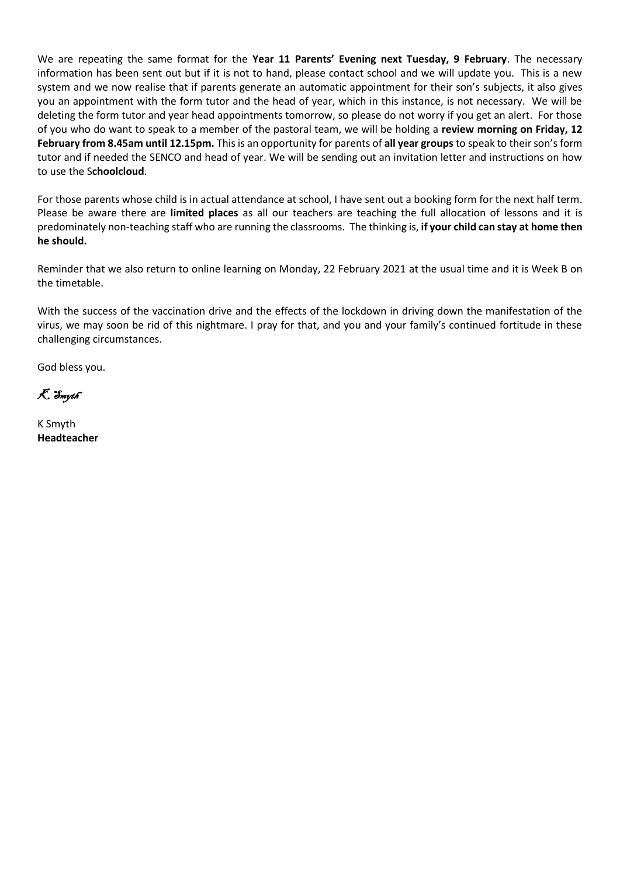We are repeating the same format for the **Year 11 Parents' Evening next Tuesday, 9 February**. The necessary information has been sent out but if it is not to hand, please contact school and we will update you. This is a new system and we now realise that if parents generate an automatic appointment for their son's subjects, it also gives you an appointment with the form tutor and the head of year, which in this instance, is not necessary. We will be deleting the form tutor and year head appointments tomorrow, so please do not worry if you get an alert. For those of you who do want to speak to a member of the pastoral team, we will be holding a **review morning on Friday, 12 February from 8.45am until 12.15pm.** This is an opportunity for parents of **all year groups** to speak to their son's form tutor and if needed the SENCO and head of year. We will be sending out an invitation letter and instructions on how to use the S**choolcloud**.

For those parents whose child is in actual attendance at school, I have sent out a booking form for the next half term. Please be aware there are **limited places** as all our teachers are teaching the full allocation of lessons and it is predominately non-teaching staff who are running the classrooms. The thinking is, **if your child can stay at home then he should.**

Reminder that we also return to online learning on Monday, 22 February 2021 at the usual time and it is Week B on the timetable.

With the success of the vaccination drive and the effects of the lockdown in driving down the manifestation of the virus, we may soon be rid of this nightmare. I pray for that, and you and your family's continued fortitude in these challenging circumstances.

God bless you.

*K Smyth*

K Smyth
**Headteacher**